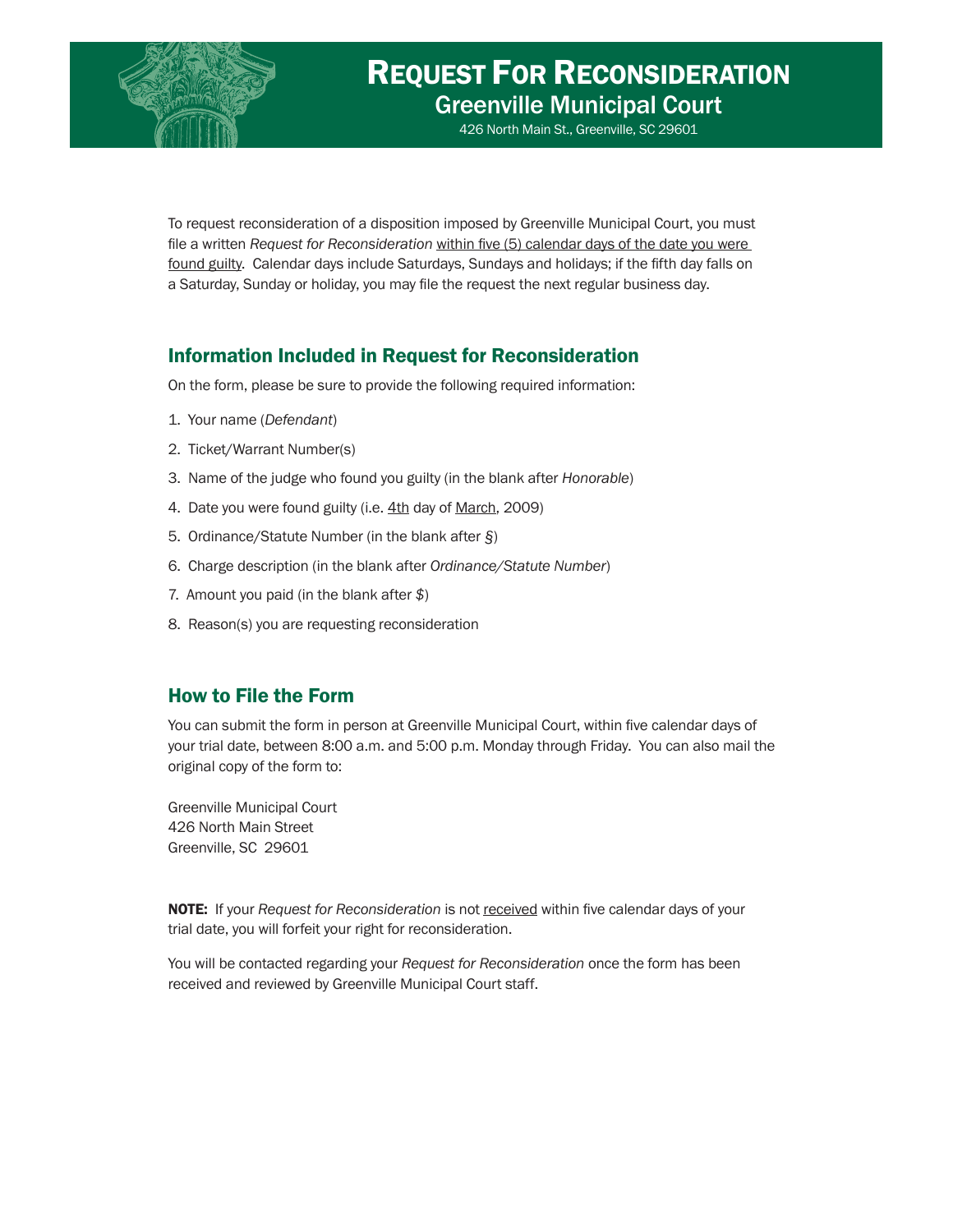# Request For Reconsideration

## Greenville Municipal Court

426 North Main St., Greenville, SC 29601

To request reconsideration of a disposition imposed by Greenville Municipal Court, you must file a written *Request for Reconsideration* <u>within five (5) calendar days of the date you were found guilty</u>. Calendar days include Saturdays, Sundays and holidays; if the fifth day falls on a Saturday, Sunday or holiday, you may file the request the next regular business day.

## Information Included in Request for Reconsideration

On the form, please be sure to provide the following required information:

1. Your name (*Defendant*)
2. Ticket/Warrant Number(s)
3. Name of the judge who found you guilty (in the blank after *Honorable*)
4. Date you were found guilty (i.e. <u>4th</u> day of <u>March</u>, 2009)
5. Ordinance/Statute Number (in the blank after *§*)
6. Charge description (in the blank after *Ordinance/Statute Number*)
7. Amount you paid (in the blank after *$*)
8. Reason(s) you are requesting reconsideration

## How to File the Form

You can submit the form in person at Greenville Municipal Court, within five calendar days of your trial date, between 8:00 a.m. and 5:00 p.m. Monday through Friday. You can also mail the original copy of the form to:

Greenville Municipal Court
426 North Main Street
Greenville, SC 29601

**NOTE:** If your *Request for Reconsideration* is not <u>received</u> within five calendar days of your trial date, you will forfeit your right for reconsideration.

You will be contacted regarding your *Request for Reconsideration* once the form has been received and reviewed by Greenville Municipal Court staff.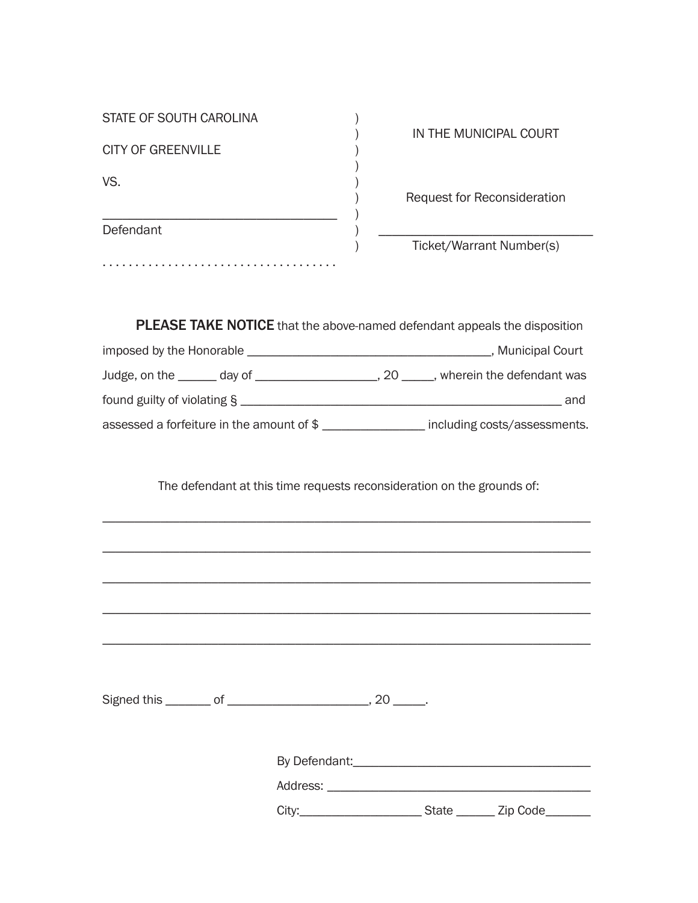| | | |
|---|---|---|
| STATE OF SOUTH CAROLINA | ) | IN THE MUNICIPAL COURT |
| CITY OF GREENVILLE | ) | |
| VS. | ) | Request for Reconsideration |
| ___________________________________ | ) | |
| Defendant | ) | ______________________________ Ticket/Warrant Number(s) |

. . . . . . . . . . . . . . . . . . . . . . . . . . . . . . . . . . .

**PLEASE TAKE NOTICE** that the above-named defendant appeals the disposition imposed by the Honorable ____________________________________, Municipal Court Judge, on the ______ day of __________________, 20 _____, wherein the defendant was found guilty of violating § _______________________________________________ and assessed a forfeiture in the amount of $ _______________ including costs/assessments.

The defendant at this time requests reconsideration on the grounds of:

_____________________________________________________________________________

_____________________________________________________________________________

_____________________________________________________________________________

_____________________________________________________________________________

_____________________________________________________________________________

Signed this _______ of _____________________, 20 _____.

By Defendant:___________________________________

Address: _______________________________________

City:___________________ State ______ Zip Code_______